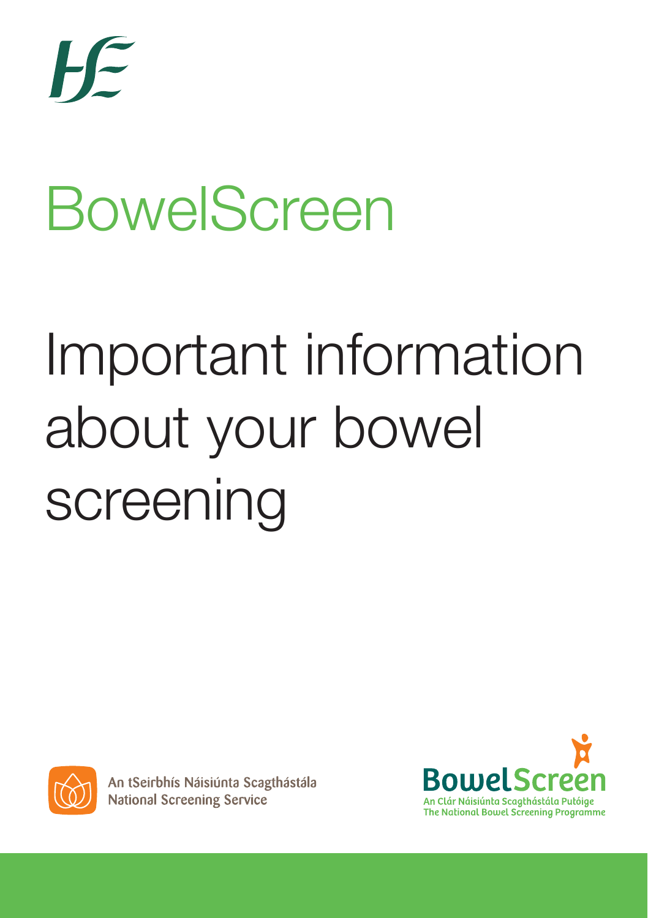# BowelScreen

# Important information about your bowel screening

An tSeirbhís Náisiúnta Scagthástála
National Screening Service

BowelScreen
An Clár Náisiúnta Scagthástála Putóige
The National Bowel Screening Programme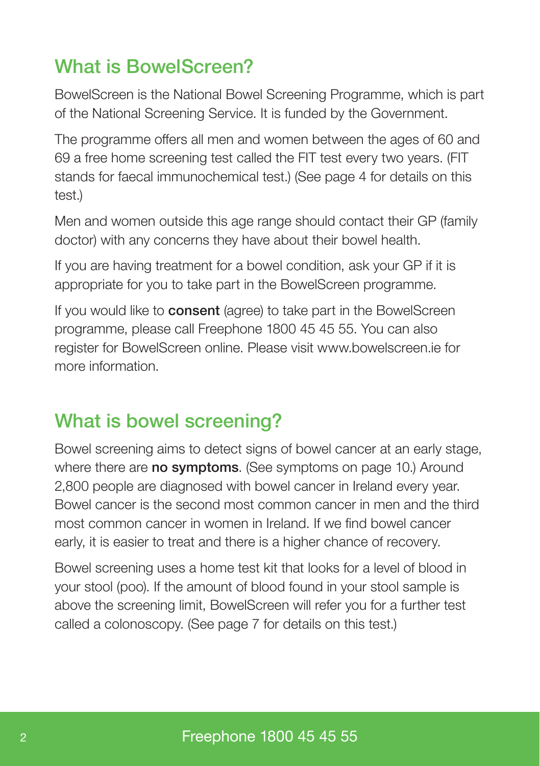## What is BowelScreen?

BowelScreen is the National Bowel Screening Programme, which is part of the National Screening Service. It is funded by the Government.

The programme offers all men and women between the ages of 60 and 69 a free home screening test called the FIT test every two years. (FIT stands for faecal immunochemical test.) (See page 4 for details on this test.)

Men and women outside this age range should contact their GP (family doctor) with any concerns they have about their bowel health.

If you are having treatment for a bowel condition, ask your GP if it is appropriate for you to take part in the BowelScreen programme.

If you would like to **consent** (agree) to take part in the BowelScreen programme, please call Freephone 1800 45 45 55. You can also register for BowelScreen online. Please visit www.bowelscreen.ie for more information.

## What is bowel screening?

Bowel screening aims to detect signs of bowel cancer at an early stage, where there are **no symptoms**. (See symptoms on page 10.) Around 2,800 people are diagnosed with bowel cancer in Ireland every year. Bowel cancer is the second most common cancer in men and the third most common cancer in women in Ireland. If we find bowel cancer early, it is easier to treat and there is a higher chance of recovery.

Bowel screening uses a home test kit that looks for a level of blood in your stool (poo). If the amount of blood found in your stool sample is above the screening limit, BowelScreen will refer you for a further test called a colonoscopy. (See page 7 for details on this test.)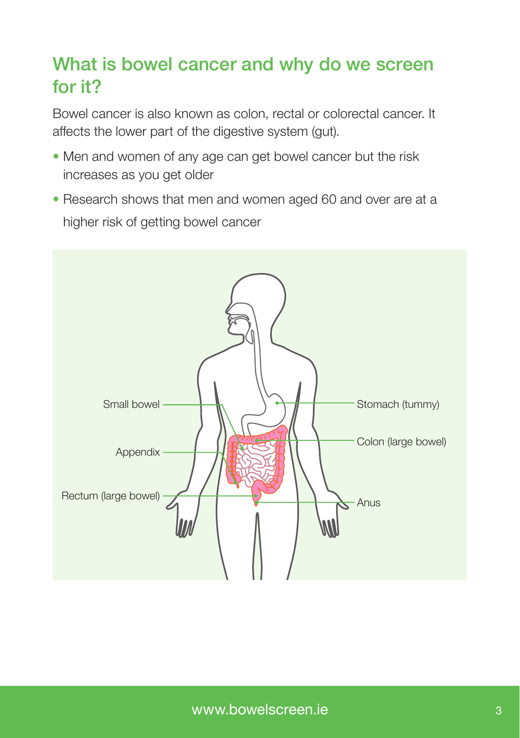## What is bowel cancer and why do we screen for it?

Bowel cancer is also known as colon, rectal or colorectal cancer. It affects the lower part of the digestive system (gut).

- Men and women of any age can get bowel cancer but the risk increases as you get older
- Research shows that men and women aged 60 and over are at a higher risk of getting bowel cancer

Small bowel

Appendix

Rectum (large bowel)

Stomach (tummy)

Colon (large bowel)

Anus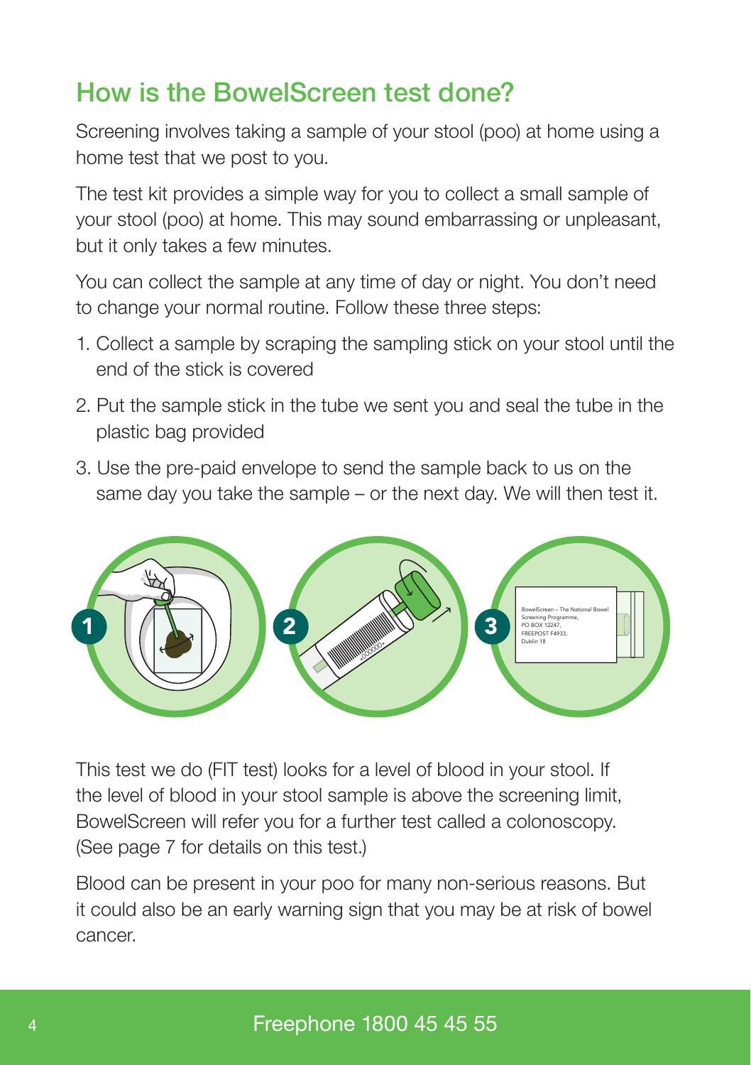## How is the BowelScreen test done?

Screening involves taking a sample of your stool (poo) at home using a home test that we post to you.

The test kit provides a simple way for you to collect a small sample of your stool (poo) at home. This may sound embarrassing or unpleasant, but it only takes a few minutes.

You can collect the sample at any time of day or night. You don't need to change your normal routine. Follow these three steps:

1. Collect a sample by scraping the sampling stick on your stool until the end of the stick is covered
2. Put the sample stick in the tube we sent you and seal the tube in the plastic bag provided
3. Use the pre-paid envelope to send the sample back to us on the same day you take the sample – or the next day. We will then test it.

This test we do (FIT test) looks for a level of blood in your stool. If the level of blood in your stool sample is above the screening limit, BowelScreen will refer you for a further test called a colonoscopy. (See page 7 for details on this test.)

Blood can be present in your poo for many non-serious reasons. But it could also be an early warning sign that you may be at risk of bowel cancer.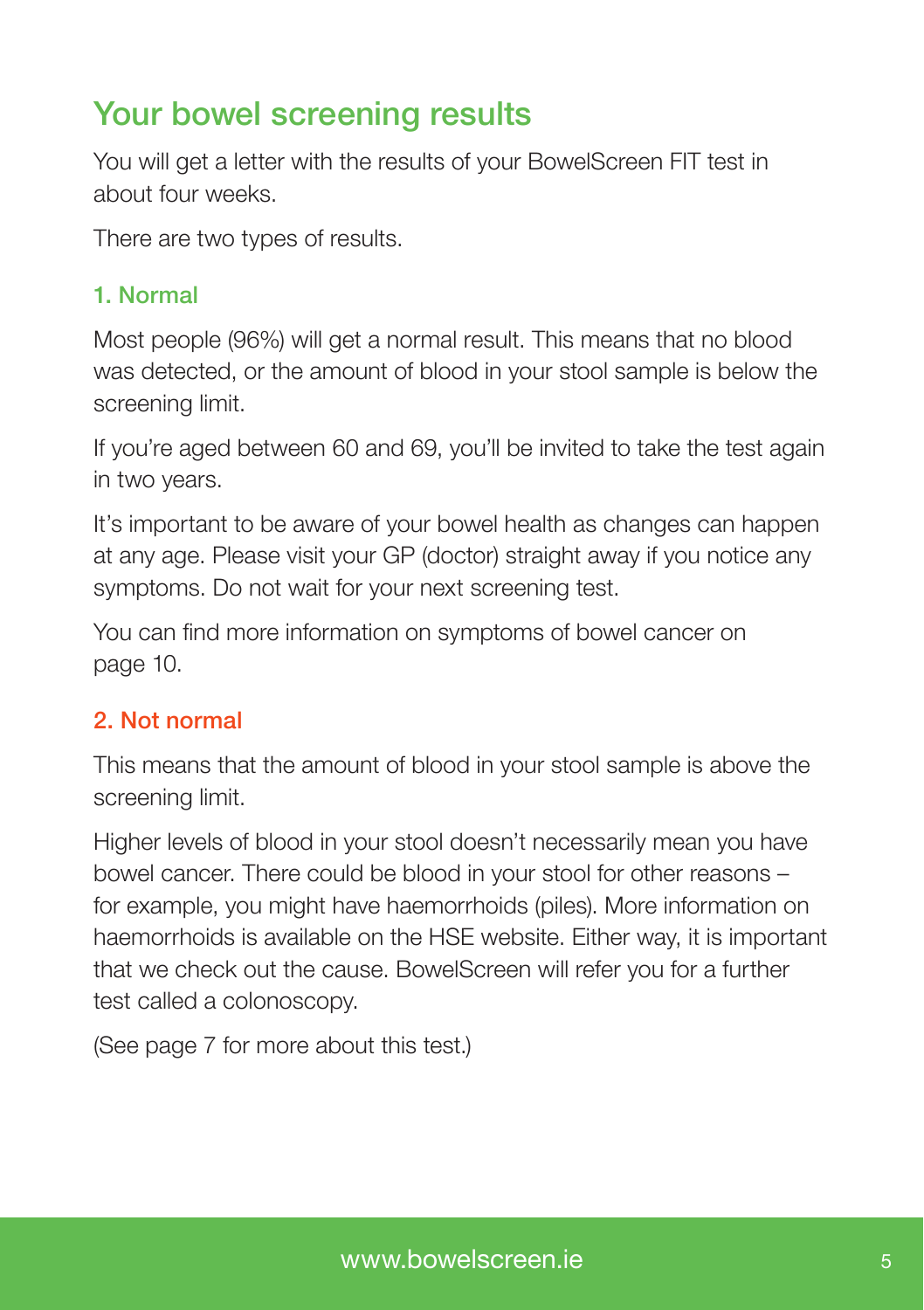## Your bowel screening results

You will get a letter with the results of your BowelScreen FIT test in about four weeks.

There are two types of results.

### 1. Normal

Most people (96%) will get a normal result. This means that no blood was detected, or the amount of blood in your stool sample is below the screening limit.

If you're aged between 60 and 69, you'll be invited to take the test again in two years.

It's important to be aware of your bowel health as changes can happen at any age. Please visit your GP (doctor) straight away if you notice any symptoms. Do not wait for your next screening test.

You can find more information on symptoms of bowel cancer on page 10.

### 2. Not normal

This means that the amount of blood in your stool sample is above the screening limit.

Higher levels of blood in your stool doesn't necessarily mean you have bowel cancer. There could be blood in your stool for other reasons – for example, you might have haemorrhoids (piles). More information on haemorrhoids is available on the HSE website. Either way, it is important that we check out the cause. BowelScreen will refer you for a further test called a colonoscopy.

(See page 7 for more about this test.)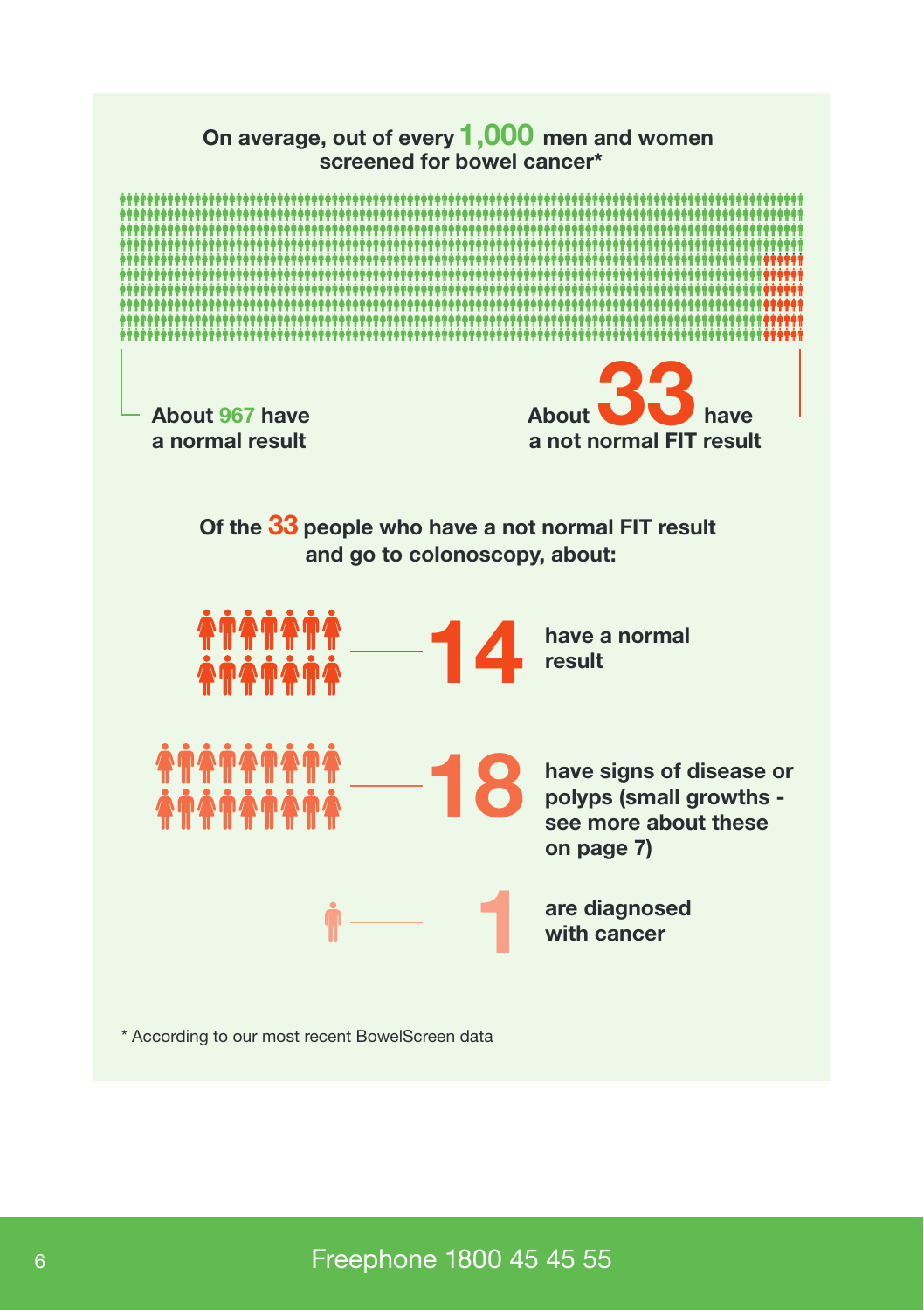**On average, out of every 1,000 men and women screened for bowel cancer***

**About 967 have a normal result**

**About 33 have a not normal FIT result**

**Of the 33 people who have a not normal FIT result and go to colonoscopy, about:**

- **14** have a normal result
- **18** have signs of disease or polyps (small growths - see more about these on page 7)
- **1** are diagnosed with cancer

* According to our most recent BowelScreen data

Freephone 1800 45 45 55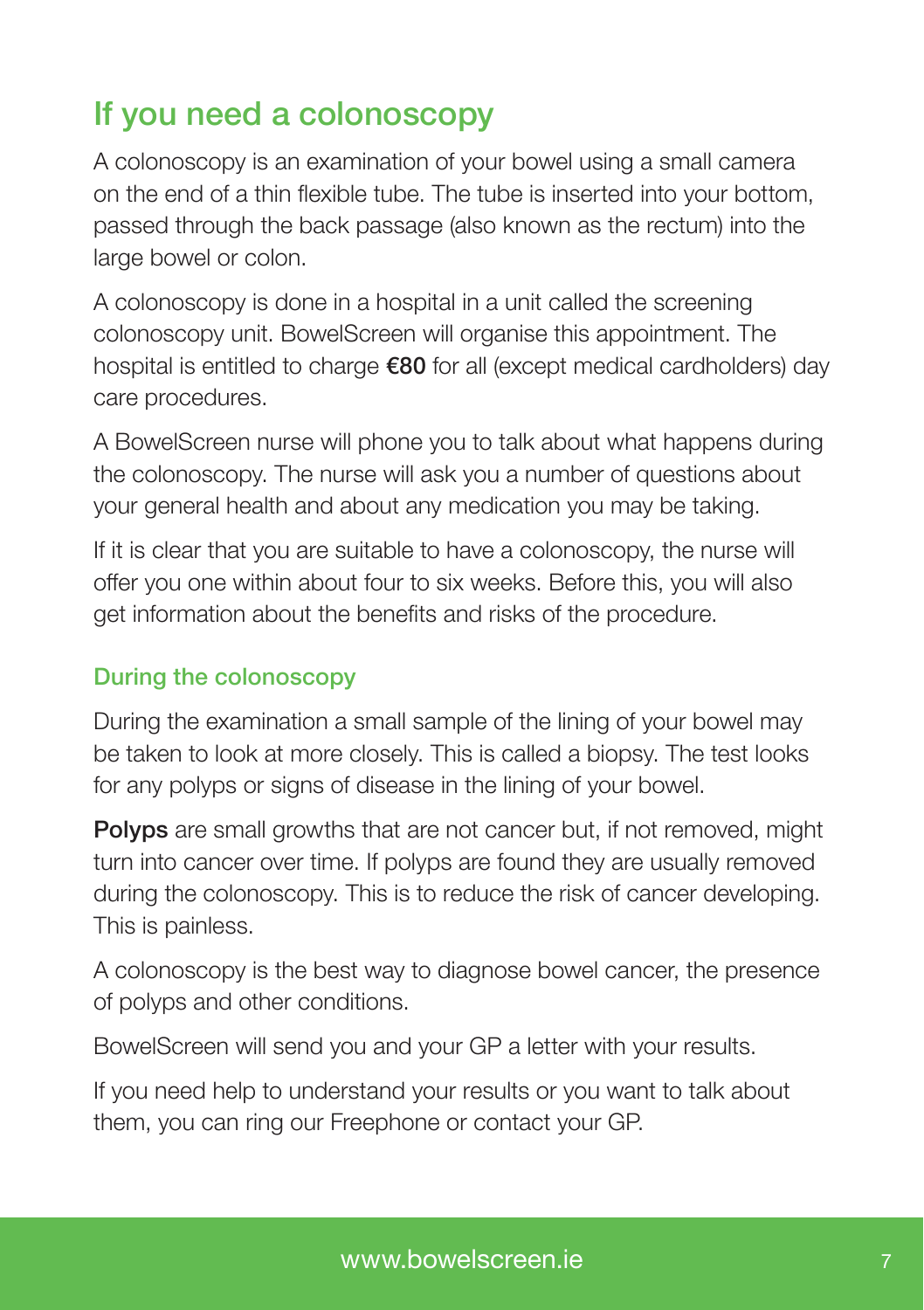## If you need a colonoscopy

A colonoscopy is an examination of your bowel using a small camera on the end of a thin flexible tube. The tube is inserted into your bottom, passed through the back passage (also known as the rectum) into the large bowel or colon.

A colonoscopy is done in a hospital in a unit called the screening colonoscopy unit. BowelScreen will organise this appointment. The hospital is entitled to charge **€80** for all (except medical cardholders) day care procedures.

A BowelScreen nurse will phone you to talk about what happens during the colonoscopy. The nurse will ask you a number of questions about your general health and about any medication you may be taking.

If it is clear that you are suitable to have a colonoscopy, the nurse will offer you one within about four to six weeks. Before this, you will also get information about the benefits and risks of the procedure.

### During the colonoscopy

During the examination a small sample of the lining of your bowel may be taken to look at more closely. This is called a biopsy. The test looks for any polyps or signs of disease in the lining of your bowel.

**Polyps** are small growths that are not cancer but, if not removed, might turn into cancer over time. If polyps are found they are usually removed during the colonoscopy. This is to reduce the risk of cancer developing. This is painless.

A colonoscopy is the best way to diagnose bowel cancer, the presence of polyps and other conditions.

BowelScreen will send you and your GP a letter with your results.

If you need help to understand your results or you want to talk about them, you can ring our Freephone or contact your GP.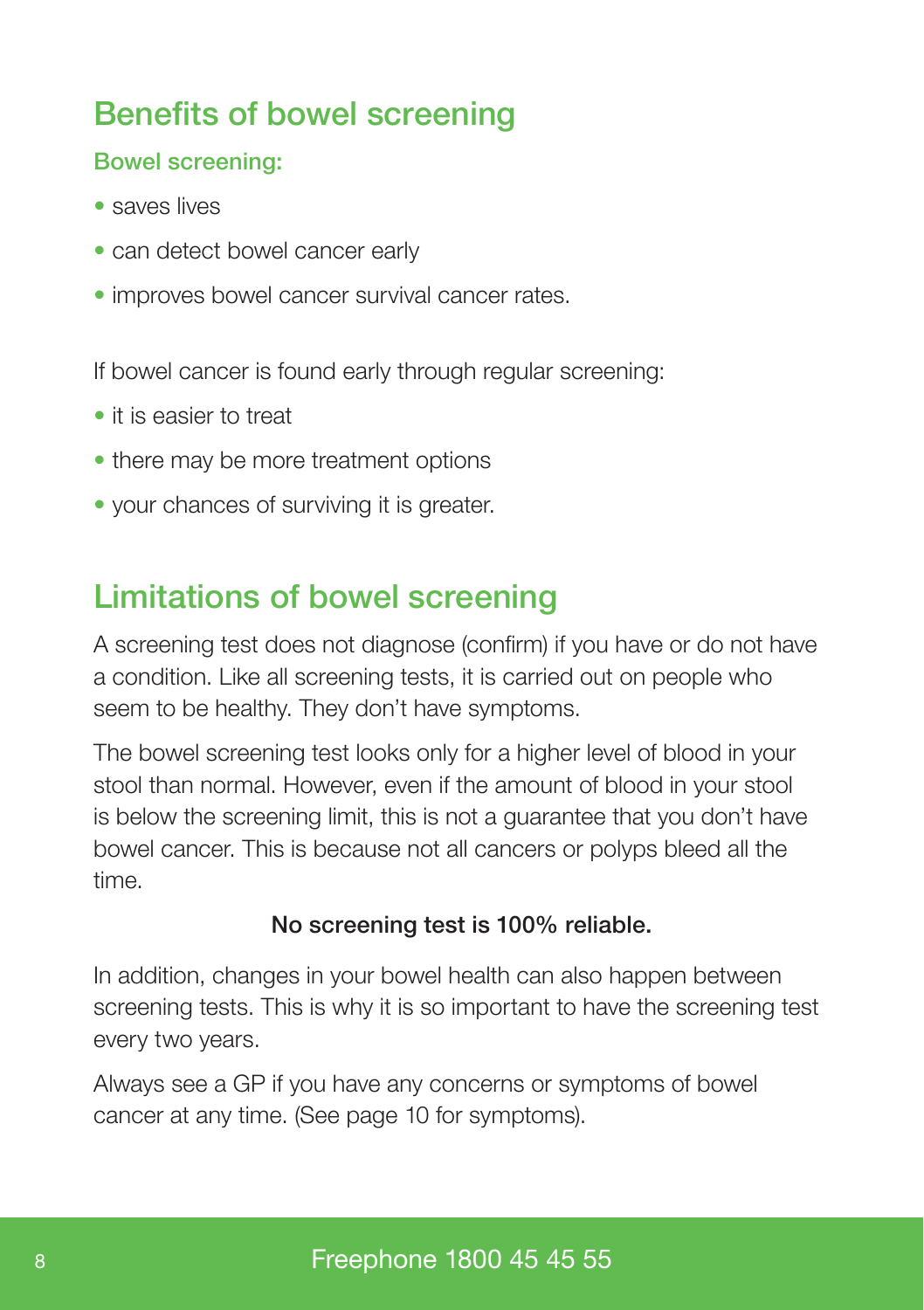## Benefits of bowel screening

### Bowel screening:

- saves lives
- can detect bowel cancer early
- improves bowel cancer survival cancer rates.

If bowel cancer is found early through regular screening:

- it is easier to treat
- there may be more treatment options
- your chances of surviving it is greater.

## Limitations of bowel screening

A screening test does not diagnose (confirm) if you have or do not have a condition. Like all screening tests, it is carried out on people who seem to be healthy. They don't have symptoms.

The bowel screening test looks only for a higher level of blood in your stool than normal. However, even if the amount of blood in your stool is below the screening limit, this is not a guarantee that you don't have bowel cancer. This is because not all cancers or polyps bleed all the time.

**No screening test is 100% reliable.**

In addition, changes in your bowel health can also happen between screening tests. This is why it is so important to have the screening test every two years.

Always see a GP if you have any concerns or symptoms of bowel cancer at any time. (See page 10 for symptoms).

Freephone 1800 45 45 55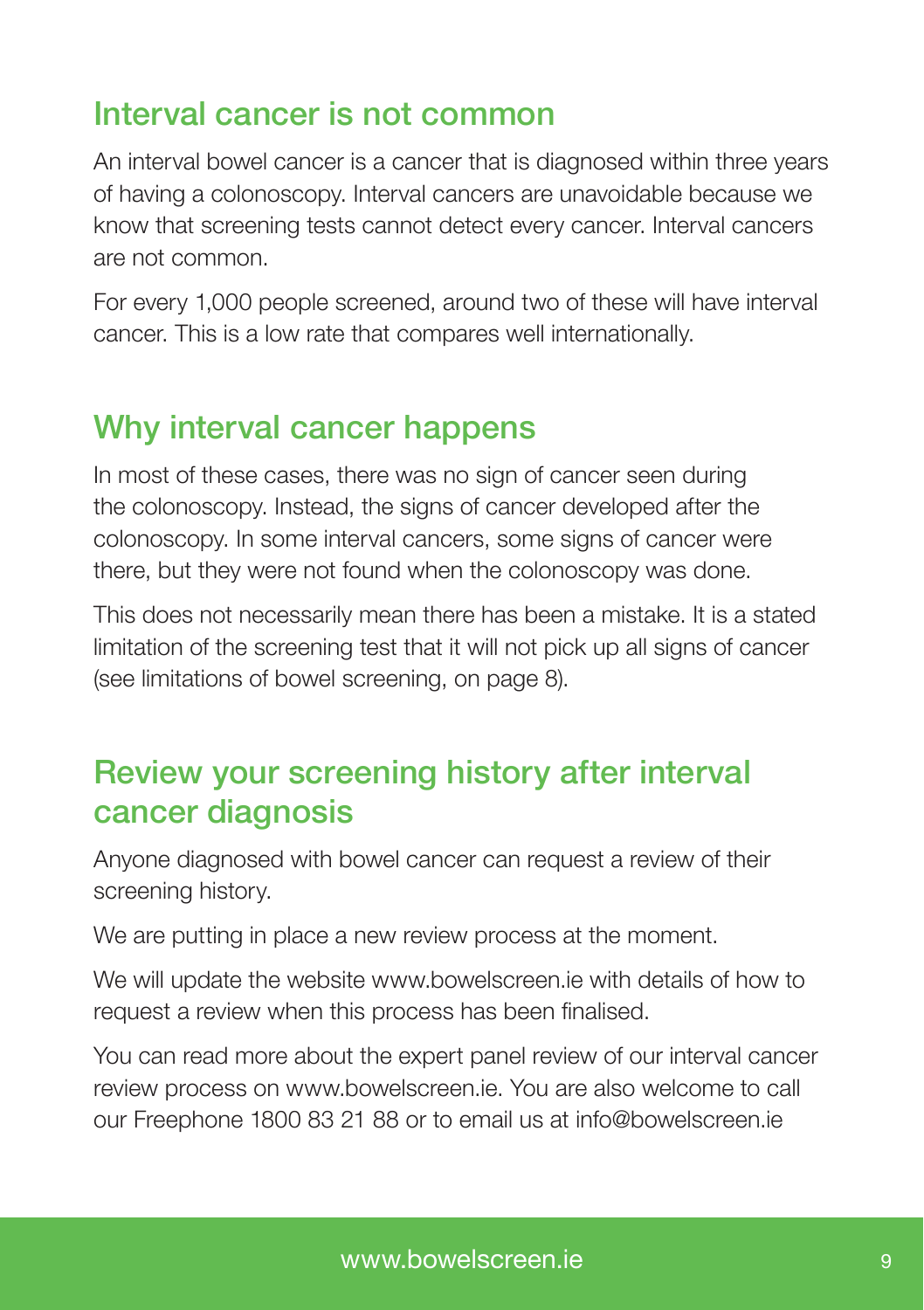## Interval cancer is not common

An interval bowel cancer is a cancer that is diagnosed within three years of having a colonoscopy. Interval cancers are unavoidable because we know that screening tests cannot detect every cancer. Interval cancers are not common.

For every 1,000 people screened, around two of these will have interval cancer. This is a low rate that compares well internationally.

## Why interval cancer happens

In most of these cases, there was no sign of cancer seen during the colonoscopy. Instead, the signs of cancer developed after the colonoscopy. In some interval cancers, some signs of cancer were there, but they were not found when the colonoscopy was done.

This does not necessarily mean there has been a mistake. It is a stated limitation of the screening test that it will not pick up all signs of cancer (see limitations of bowel screening, on page 8).

## Review your screening history after interval cancer diagnosis

Anyone diagnosed with bowel cancer can request a review of their screening history.

We are putting in place a new review process at the moment.

We will update the website www.bowelscreen.ie with details of how to request a review when this process has been finalised.

You can read more about the expert panel review of our interval cancer review process on www.bowelscreen.ie. You are also welcome to call our Freephone 1800 83 21 88 or to email us at info@bowelscreen.ie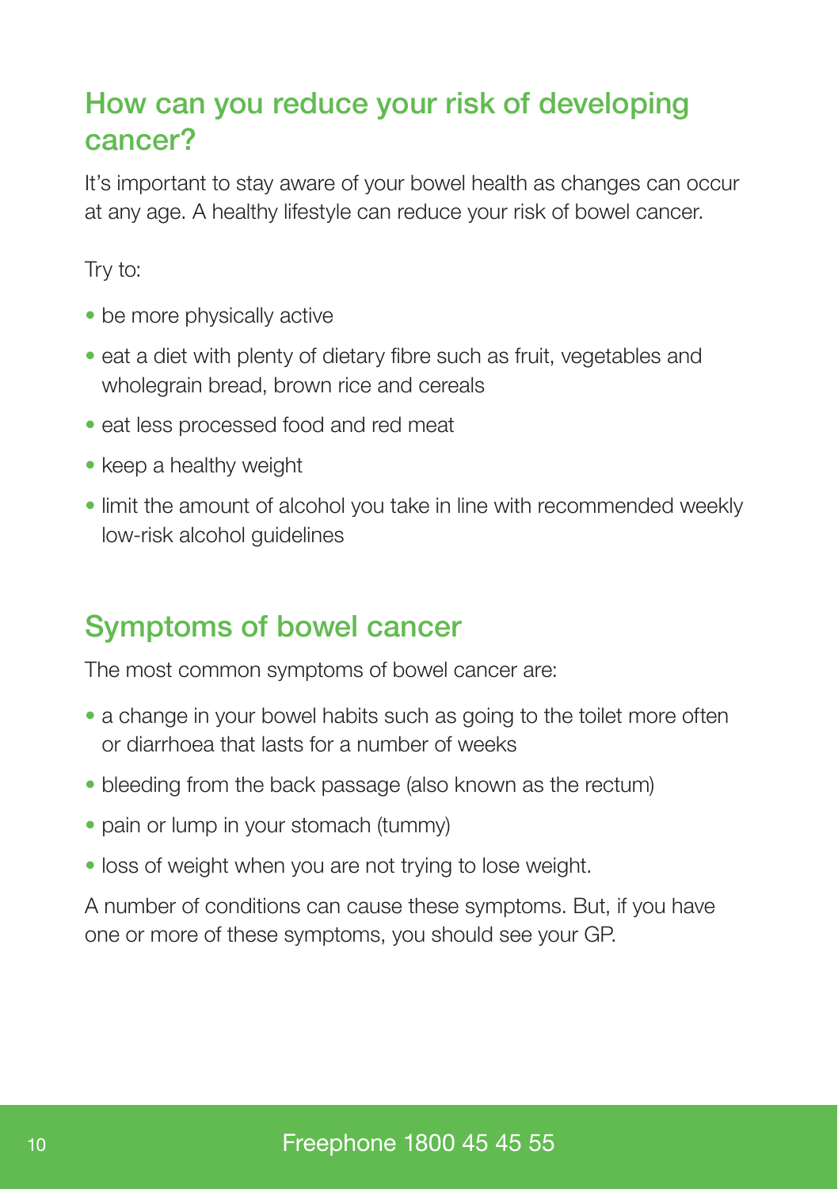## How can you reduce your risk of developing cancer?

It's important to stay aware of your bowel health as changes can occur at any age. A healthy lifestyle can reduce your risk of bowel cancer.

Try to:

- be more physically active
- eat a diet with plenty of dietary fibre such as fruit, vegetables and wholegrain bread, brown rice and cereals
- eat less processed food and red meat
- keep a healthy weight
- limit the amount of alcohol you take in line with recommended weekly low-risk alcohol guidelines

## Symptoms of bowel cancer

The most common symptoms of bowel cancer are:

- a change in your bowel habits such as going to the toilet more often or diarrhoea that lasts for a number of weeks
- bleeding from the back passage (also known as the rectum)
- pain or lump in your stomach (tummy)
- loss of weight when you are not trying to lose weight.

A number of conditions can cause these symptoms. But, if you have one or more of these symptoms, you should see your GP.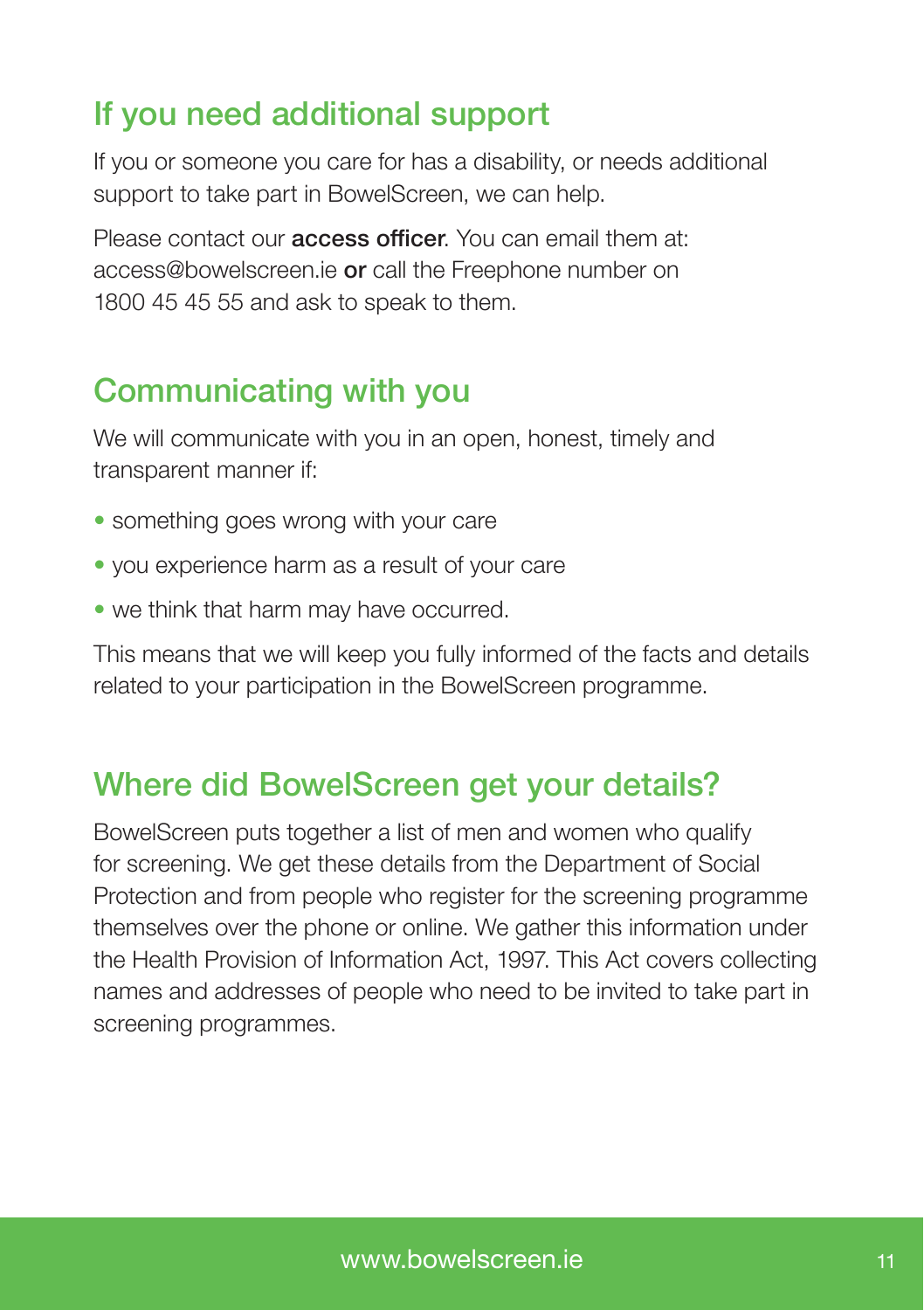## If you need additional support

If you or someone you care for has a disability, or needs additional support to take part in BowelScreen, we can help.

Please contact our **access officer**. You can email them at: access@bowelscreen.ie **or** call the Freephone number on 1800 45 45 55 and ask to speak to them.

## Communicating with you

We will communicate with you in an open, honest, timely and transparent manner if:

- something goes wrong with your care
- you experience harm as a result of your care
- we think that harm may have occurred.

This means that we will keep you fully informed of the facts and details related to your participation in the BowelScreen programme.

## Where did BowelScreen get your details?

BowelScreen puts together a list of men and women who qualify for screening. We get these details from the Department of Social Protection and from people who register for the screening programme themselves over the phone or online. We gather this information under the Health Provision of Information Act, 1997. This Act covers collecting names and addresses of people who need to be invited to take part in screening programmes.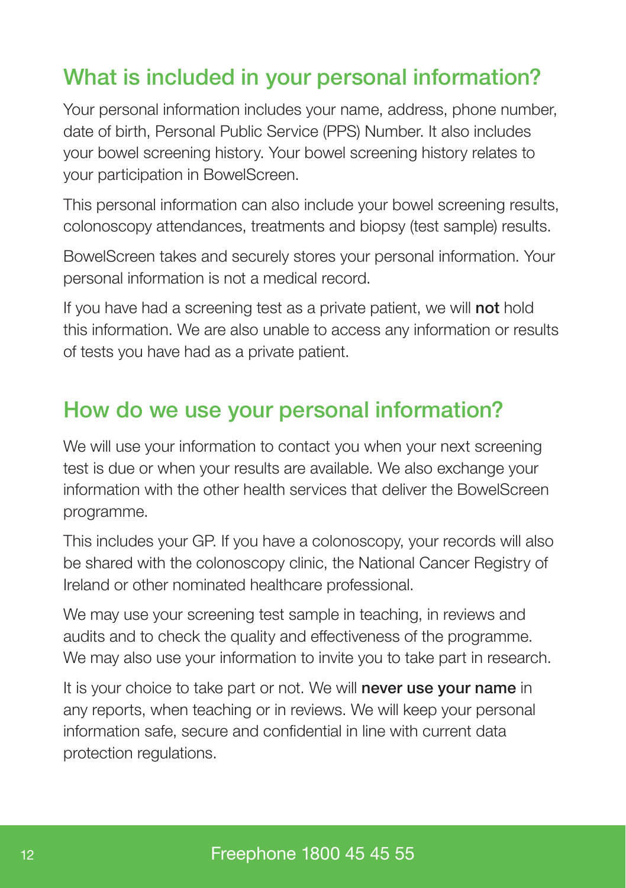## What is included in your personal information?

Your personal information includes your name, address, phone number, date of birth, Personal Public Service (PPS) Number. It also includes your bowel screening history. Your bowel screening history relates to your participation in BowelScreen.

This personal information can also include your bowel screening results, colonoscopy attendances, treatments and biopsy (test sample) results.

BowelScreen takes and securely stores your personal information. Your personal information is not a medical record.

If you have had a screening test as a private patient, we will **not** hold this information. We are also unable to access any information or results of tests you have had as a private patient.

## How do we use your personal information?

We will use your information to contact you when your next screening test is due or when your results are available. We also exchange your information with the other health services that deliver the BowelScreen programme.

This includes your GP. If you have a colonoscopy, your records will also be shared with the colonoscopy clinic, the National Cancer Registry of Ireland or other nominated healthcare professional.

We may use your screening test sample in teaching, in reviews and audits and to check the quality and effectiveness of the programme. We may also use your information to invite you to take part in research.

It is your choice to take part or not. We will **never use your name** in any reports, when teaching or in reviews. We will keep your personal information safe, secure and confidential in line with current data protection regulations.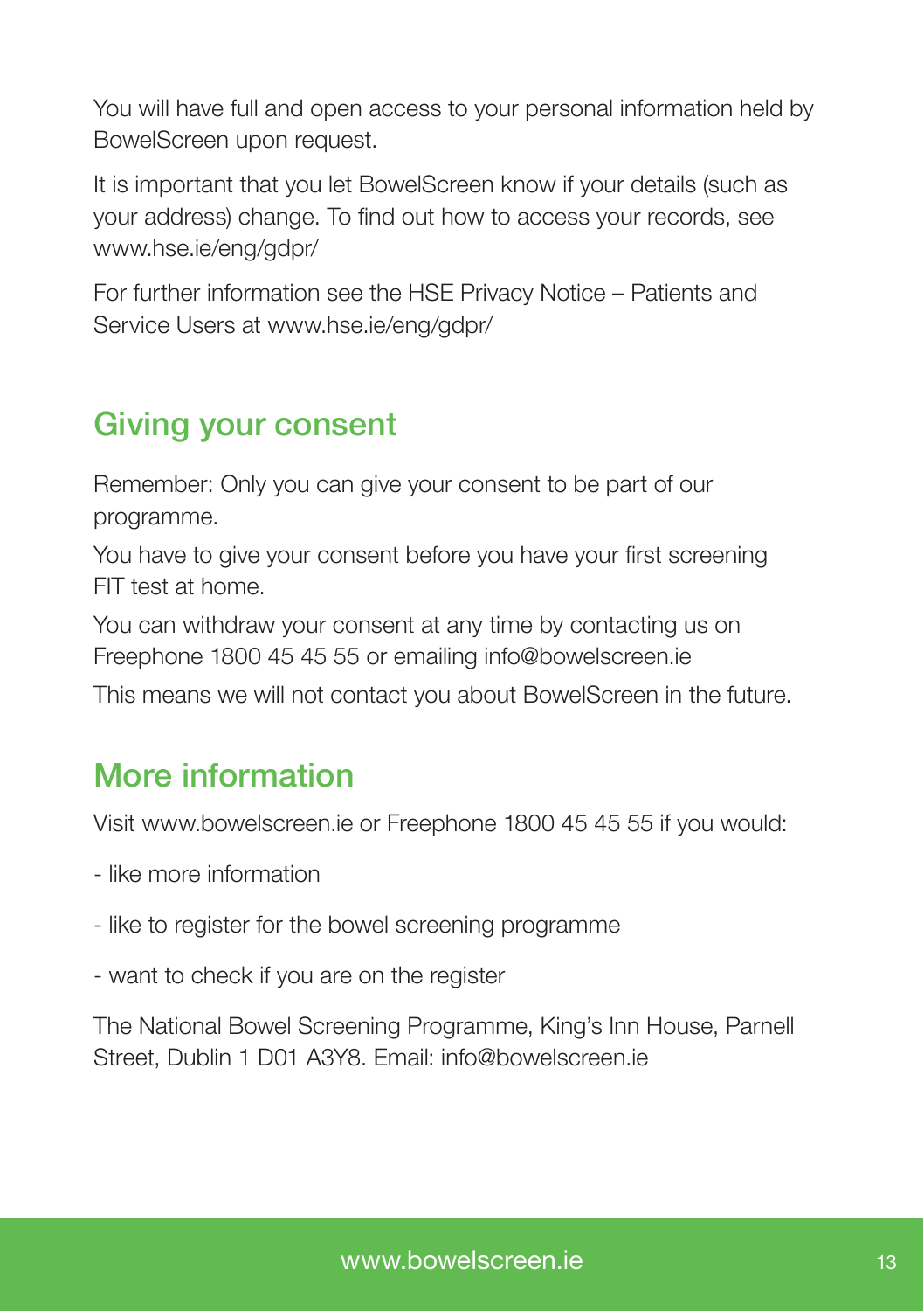You will have full and open access to your personal information held by BowelScreen upon request.

It is important that you let BowelScreen know if your details (such as your address) change. To find out how to access your records, see www.hse.ie/eng/gdpr/

For further information see the HSE Privacy Notice – Patients and Service Users at www.hse.ie/eng/gdpr/

## Giving your consent

Remember: Only you can give your consent to be part of our programme.

You have to give your consent before you have your first screening FIT test at home.

You can withdraw your consent at any time by contacting us on Freephone 1800 45 45 55 or emailing info@bowelscreen.ie

This means we will not contact you about BowelScreen in the future.

## More information

Visit www.bowelscreen.ie or Freephone 1800 45 45 55 if you would:

- like more information
- like to register for the bowel screening programme
- want to check if you are on the register

The National Bowel Screening Programme, King's Inn House, Parnell Street, Dublin 1 D01 A3Y8. Email: info@bowelscreen.ie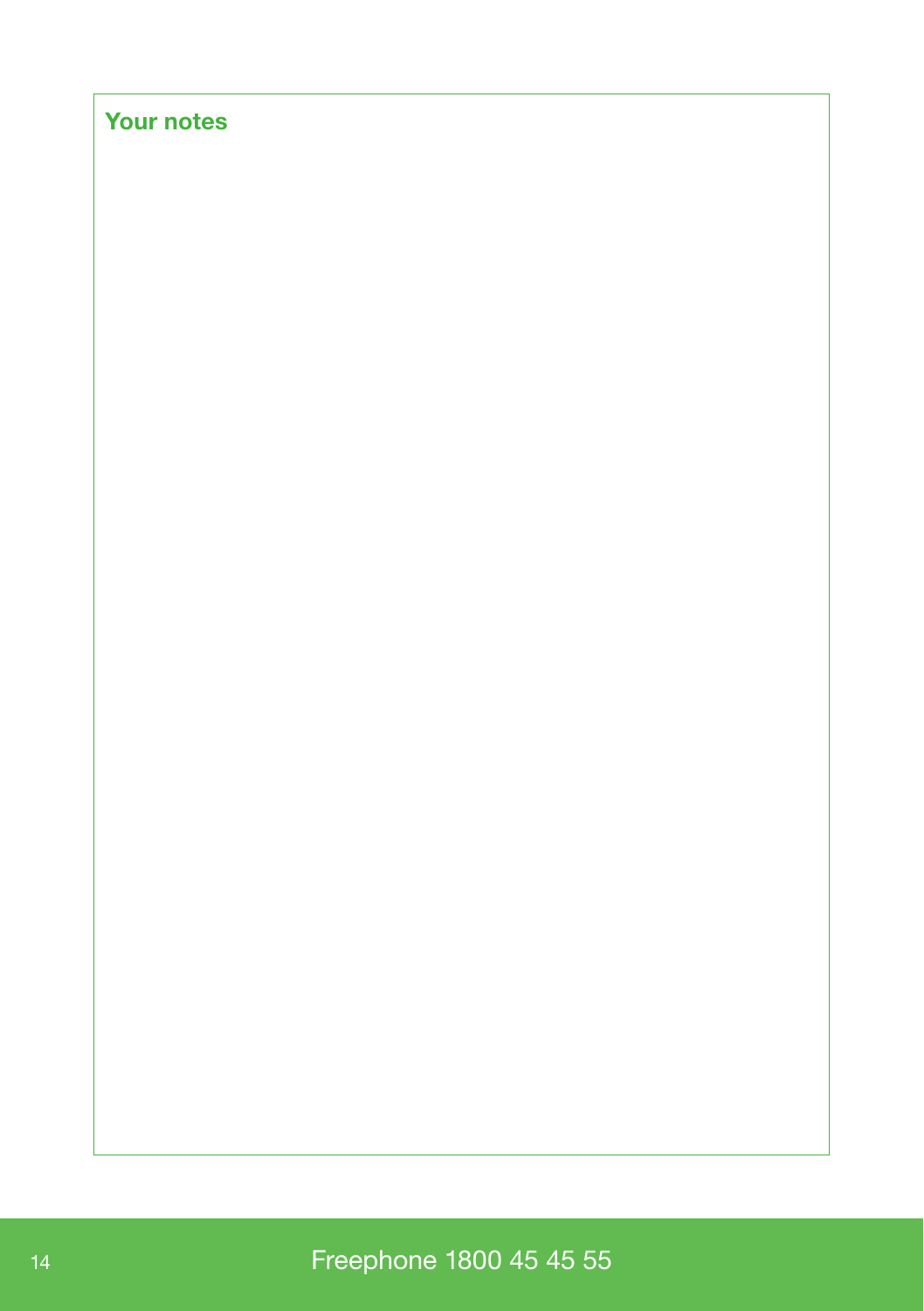## Your notes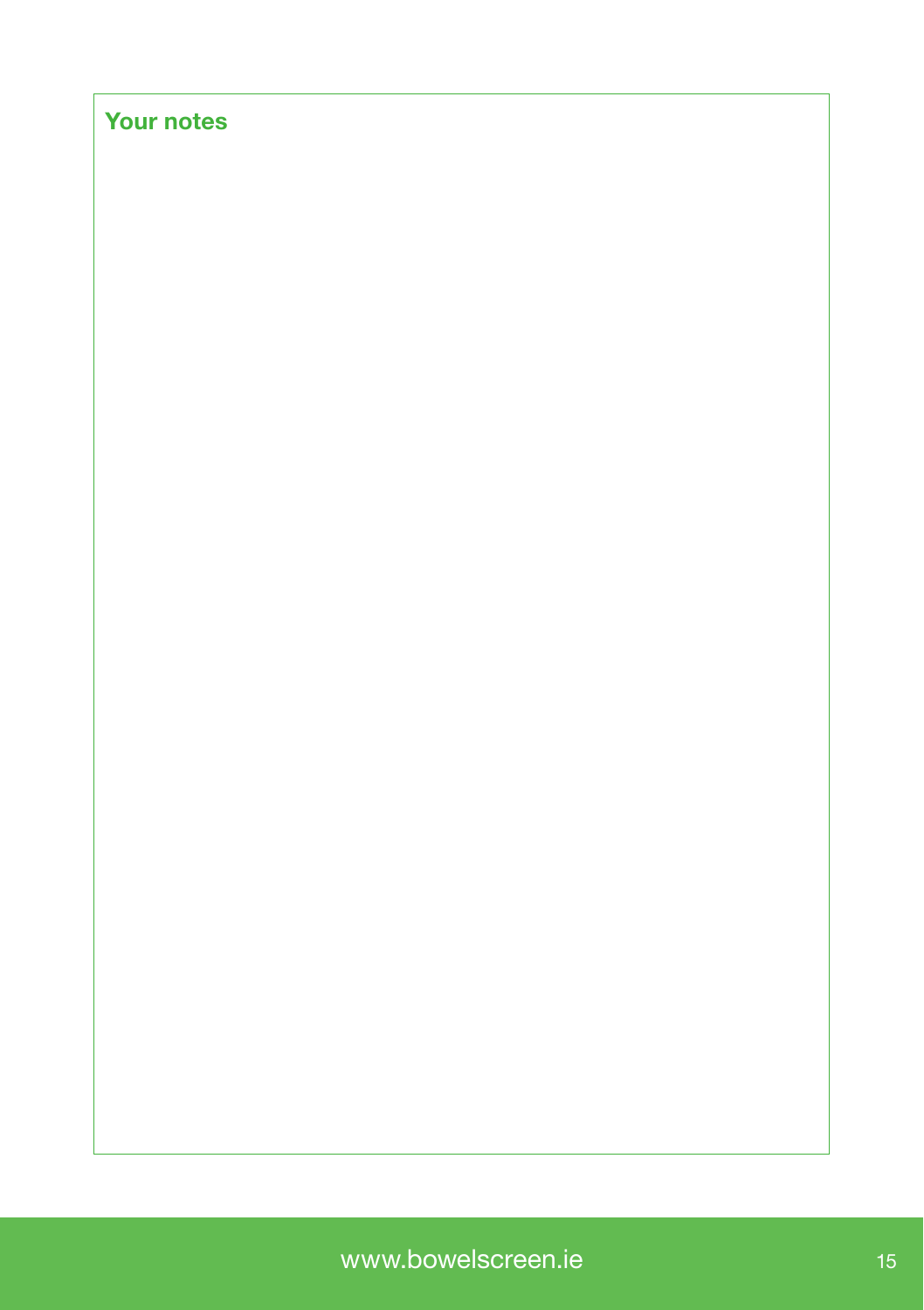## Your notes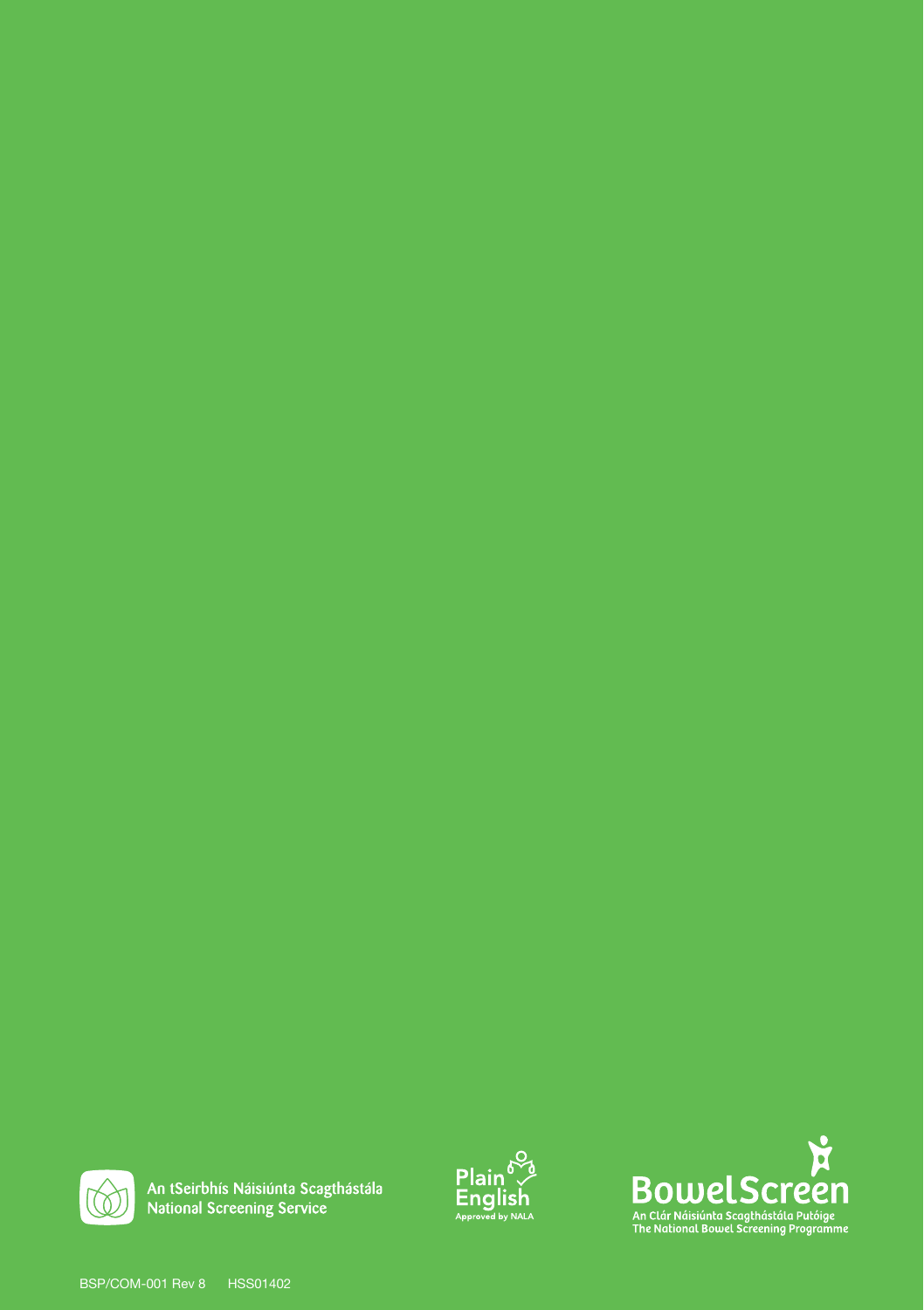An tSeirbhís Náisiúnta Scagthástála
National Screening Service

Plain English
Approved by NALA

BowelScreen
An Clár Náisiúnta Scagthástála Putóige
The National Bowel Screening Programme

BSP/COM-001 Rev 8 HSS01402